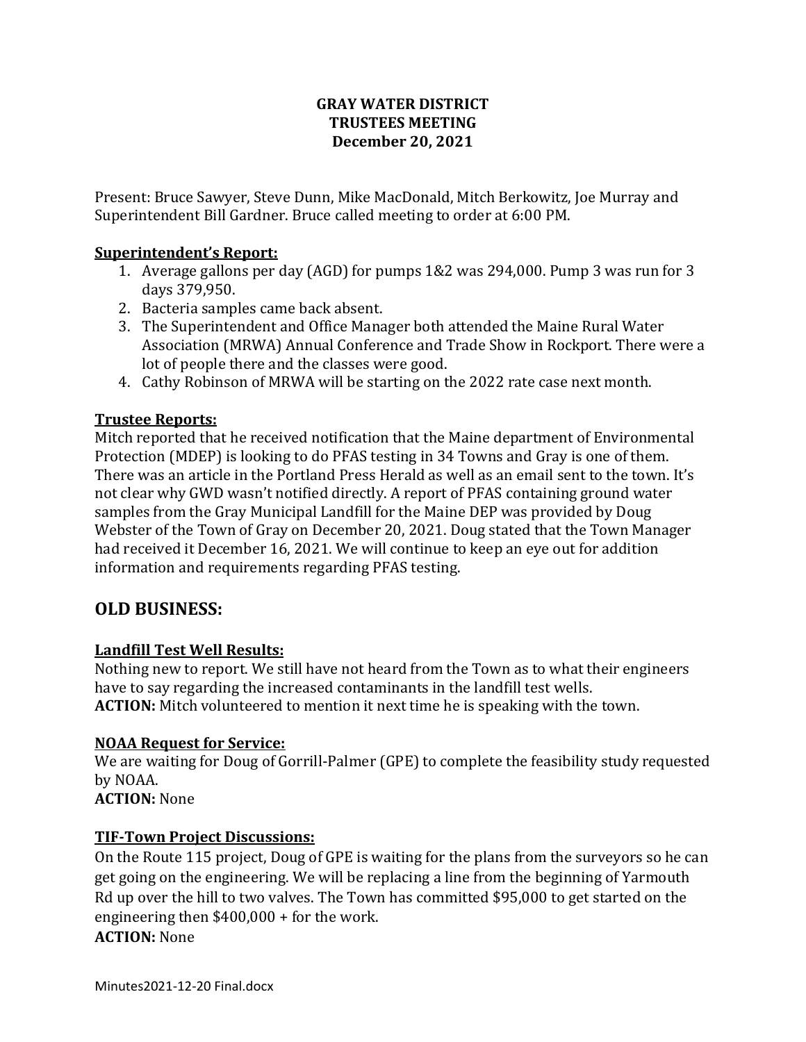**GRAY WATER DISTRICT**
**TRUSTEES MEETING**
**December 20, 2021**

Present: Bruce Sawyer, Steve Dunn, Mike MacDonald, Mitch Berkowitz, Joe Murray and Superintendent Bill Gardner. Bruce called meeting to order at 6:00 PM.

**Superintendent's Report:**

1. Average gallons per day (AGD) for pumps 1&2 was 294,000. Pump 3 was run for 3 days 379,950.
2. Bacteria samples came back absent.
3. The Superintendent and Office Manager both attended the Maine Rural Water Association (MRWA) Annual Conference and Trade Show in Rockport. There were a lot of people there and the classes were good.
4. Cathy Robinson of MRWA will be starting on the 2022 rate case next month.

**Trustee Reports:**

Mitch reported that he received notification that the Maine department of Environmental Protection (MDEP) is looking to do PFAS testing in 34 Towns and Gray is one of them. There was an article in the Portland Press Herald as well as an email sent to the town. It's not clear why GWD wasn't notified directly. A report of PFAS containing ground water samples from the Gray Municipal Landfill for the Maine DEP was provided by Doug Webster of the Town of Gray on December 20, 2021. Doug stated that the Town Manager had received it December 16, 2021. We will continue to keep an eye out for addition information and requirements regarding PFAS testing.

## OLD BUSINESS:

**Landfill Test Well Results:**

Nothing new to report. We still have not heard from the Town as to what their engineers have to say regarding the increased contaminants in the landfill test wells.
**ACTION:** Mitch volunteered to mention it next time he is speaking with the town.

**NOAA Request for Service:**

We are waiting for Doug of Gorrill-Palmer (GPE) to complete the feasibility study requested by NOAA.
**ACTION:** None

**TIF-Town Project Discussions:**

On the Route 115 project, Doug of GPE is waiting for the plans from the surveyors so he can get going on the engineering. We will be replacing a line from the beginning of Yarmouth Rd up over the hill to two valves. The Town has committed $95,000 to get started on the engineering then $400,000 + for the work.
**ACTION:** None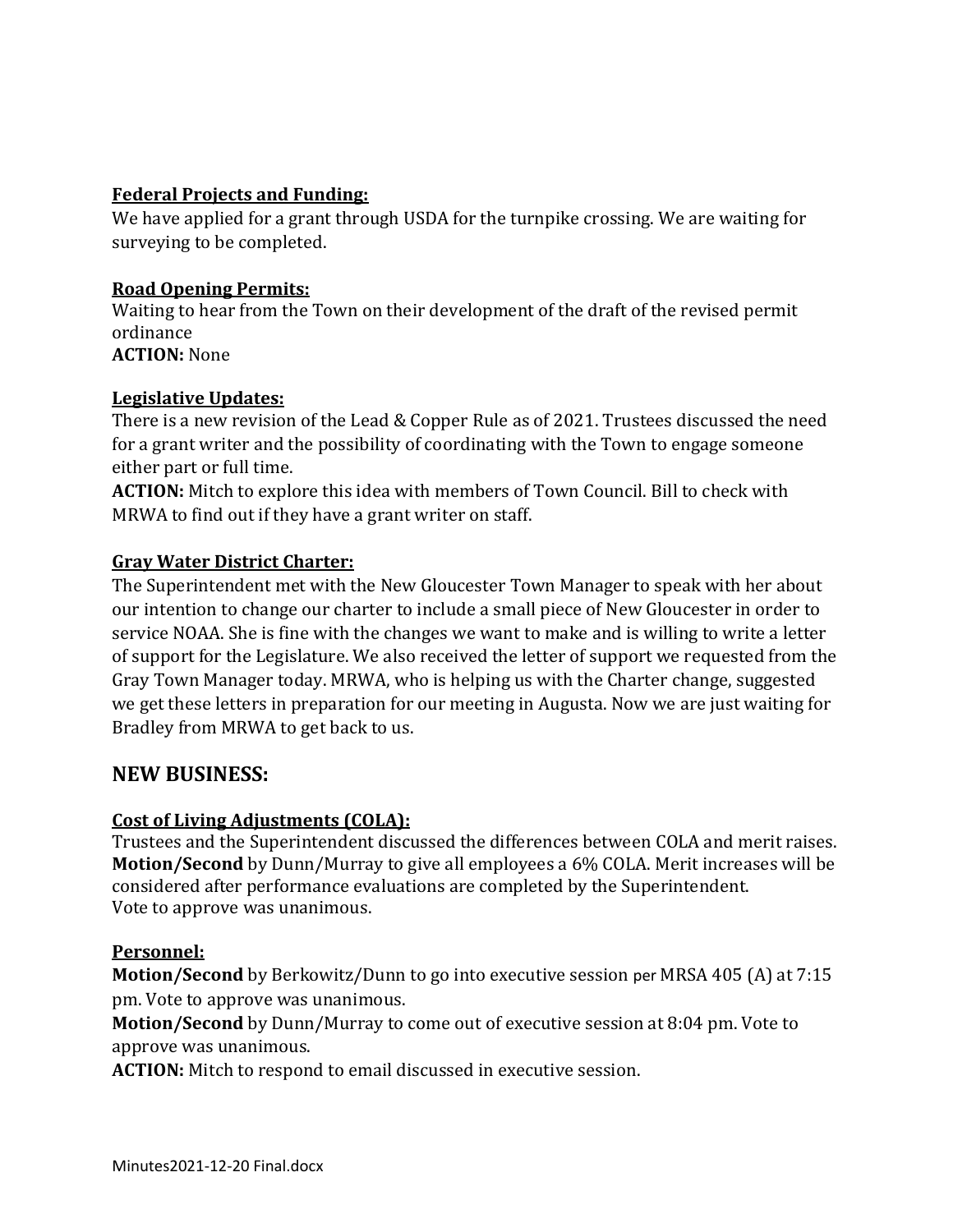**Federal Projects and Funding:**

We have applied for a grant through USDA for the turnpike crossing. We are waiting for surveying to be completed.

**Road Opening Permits:**

Waiting to hear from the Town on their development of the draft of the revised permit ordinance

**ACTION:** None

**Legislative Updates:**

There is a new revision of the Lead & Copper Rule as of 2021. Trustees discussed the need for a grant writer and the possibility of coordinating with the Town to engage someone either part or full time.

**ACTION:** Mitch to explore this idea with members of Town Council. Bill to check with MRWA to find out if they have a grant writer on staff.

**Gray Water District Charter:**

The Superintendent met with the New Gloucester Town Manager to speak with her about our intention to change our charter to include a small piece of New Gloucester in order to service NOAA. She is fine with the changes we want to make and is willing to write a letter of support for the Legislature. We also received the letter of support we requested from the Gray Town Manager today. MRWA, who is helping us with the Charter change, suggested we get these letters in preparation for our meeting in Augusta. Now we are just waiting for Bradley from MRWA to get back to us.

## NEW BUSINESS:

**Cost of Living Adjustments (COLA):**

Trustees and the Superintendent discussed the differences between COLA and merit raises.

**Motion/Second** by Dunn/Murray to give all employees a 6% COLA. Merit increases will be considered after performance evaluations are completed by the Superintendent.

Vote to approve was unanimous.

**Personnel:**

**Motion/Second** by Berkowitz/Dunn to go into executive session per MRSA 405 (A) at 7:15 pm. Vote to approve was unanimous.

**Motion/Second** by Dunn/Murray to come out of executive session at 8:04 pm. Vote to approve was unanimous.

**ACTION:** Mitch to respond to email discussed in executive session.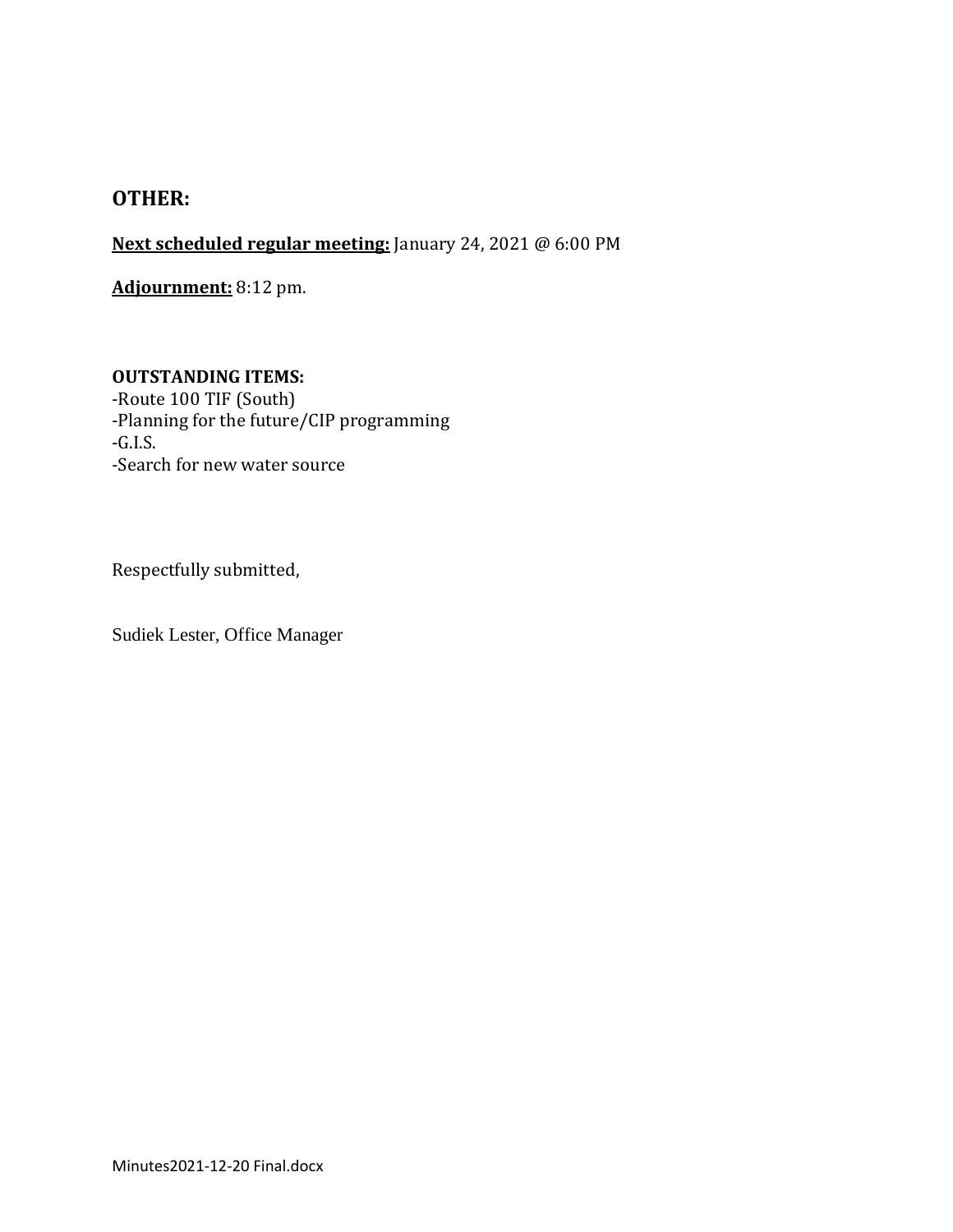## OTHER:

**Next scheduled regular meeting:** January 24, 2021 @ 6:00 PM

**Adjournment:** 8:12 pm.

**OUTSTANDING ITEMS:**
-Route 100 TIF (South)
-Planning for the future/CIP programming
-G.I.S.
-Search for new water source

Respectfully submitted,

Sudiek Lester, Office Manager

Minutes2021-12-20 Final.docx